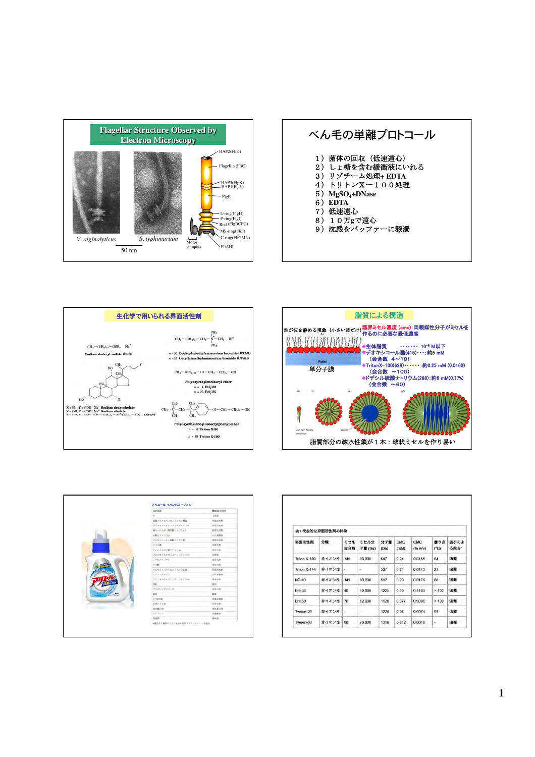## Flagellar Structure Observed by Electron Microscopy

HAP2(FliD)

Flagellin (FliC)

HAP3(FlgK)
HAP1(FlgL)

FlgE

L-ring(FlgH)
P-ring(FlgI)
Rod (FlgBCFG)
MS-ring(FliF)
C-ring(FliGMN)

FliAHI

*V. alginolyticus*　*S. typhimurium*　Motor complex

50 nm

## べん毛の単離プロトコール

1）菌体の回収（低速遠心）
2）しょ糖を含む緩衝液にいれる
3）リゾチーム処理+ EDTA
4）トリトンX－１００処理
5）$MgSO_4$+DNase
6）EDTA
7）低速遠心
8）１０万gで遠心
9）沈殿をバッファーに懸濁

## 生化学で用いられる界面活性剤

$CH_3-(CH_2)_{11}-OSO_3^-$ $Na^+$
Sodium dodecyl sulfate (SDS)

$CH_3-(CH_2)_n-CH_2-N^+(CH_3)_3$ $Br^-$
n = 10 Dodecyltriethylammonium bromide (DTAB)
n = 15 Cetyltrimethylammonium bromide (CTAB)

X = H, Y = COO⁻ Na⁺ Sodium deoxycholate
X = OH, Y = COO⁻ Na⁺ Sodium cholate
X = OH, Y = CO — NH — $(CH_2)_3$ — $N^+(CH_3)_2$ — $(CH_2)_3$ — $SO_3^-$ CHAPS

$CH_3-(CH_2)_{11}-(O-CH_2-CH_2)_n-OH$
Polyoxyethylenelauryl ether
n = 4 Brij 30
n = 25 Brij 35

$(CH_3)_3C-CH_2-C(CH_3)_2-C_6H_4-(O-CH_2-CH_2)_n-OH$
Polyoxyethylene-p-isooctylphenyl ether
n = 5 Triton X-20
n = 10 Triton X-100

## 脂質による構造

油が波を静める現象（小さい波だけ）

単分子膜

臨界ミセル濃度 (cmc)：両親媒性分子がミセルを作るのに必要な最低濃度

◆生体脂質　・・・・・・・$10^{-6}$ M以下
◆デオキシコール酸(415)・・・：約5 mM
　（会合数　4～10）
◆TritonX-100(628)・・・・・・：約0.25 mM (0.016%)
　（会合数　～100）
◆ドデシル硫酸ナトリウム(288)：約6 mM(0.17%)
　（会合数　～60）

脂質部分の疎水性鎖が１本：球状ミセルを作り易い

アリエール イオンパワージェル

表1 代表的な界面活性剤の特徴

| 界面活性剤 | 分類 | ミセル会合数 | ミセル分子量 (Da) | 分子量 (Da) | CMC (mM) | CMC (% w/v) | 曇り点 (°C) | 透析による除去 |
|---|---|---|---|---|---|---|---|---|
| Triton X-100 | 非イオン性 | 140 | 90,000 | 647 | 0.24 | 0.0155 | 64 | 困難 |
| Triton X-114 | 非イオン性 | - | - | 537 | 0.21 | 0.0113 | 23 | 困難 |
| NP-40 | 非イオン性 | 149 | 90,000 | 617 | 0.29 | 0.0179 | 80 | 困難 |
| Brij-35 | 非イオン性 | 40 | 49,000 | 1225 | 0.09 | 0.1103 | >100 | 困難 |
| Brij-58 | 非イオン性 | 70 | 82,000 | 1120 | 0.077 | 0.0086 | >100 | 困難 |
| Tween-20 | 非イオン性 | - | - | 1228 | 0.06 | 0.0074 | 95 | 困難 |
| Tween-80 | 非イオン性 | 60 | 76,000 | 1310 | 0.012 | 0.0016 | - | 困難 |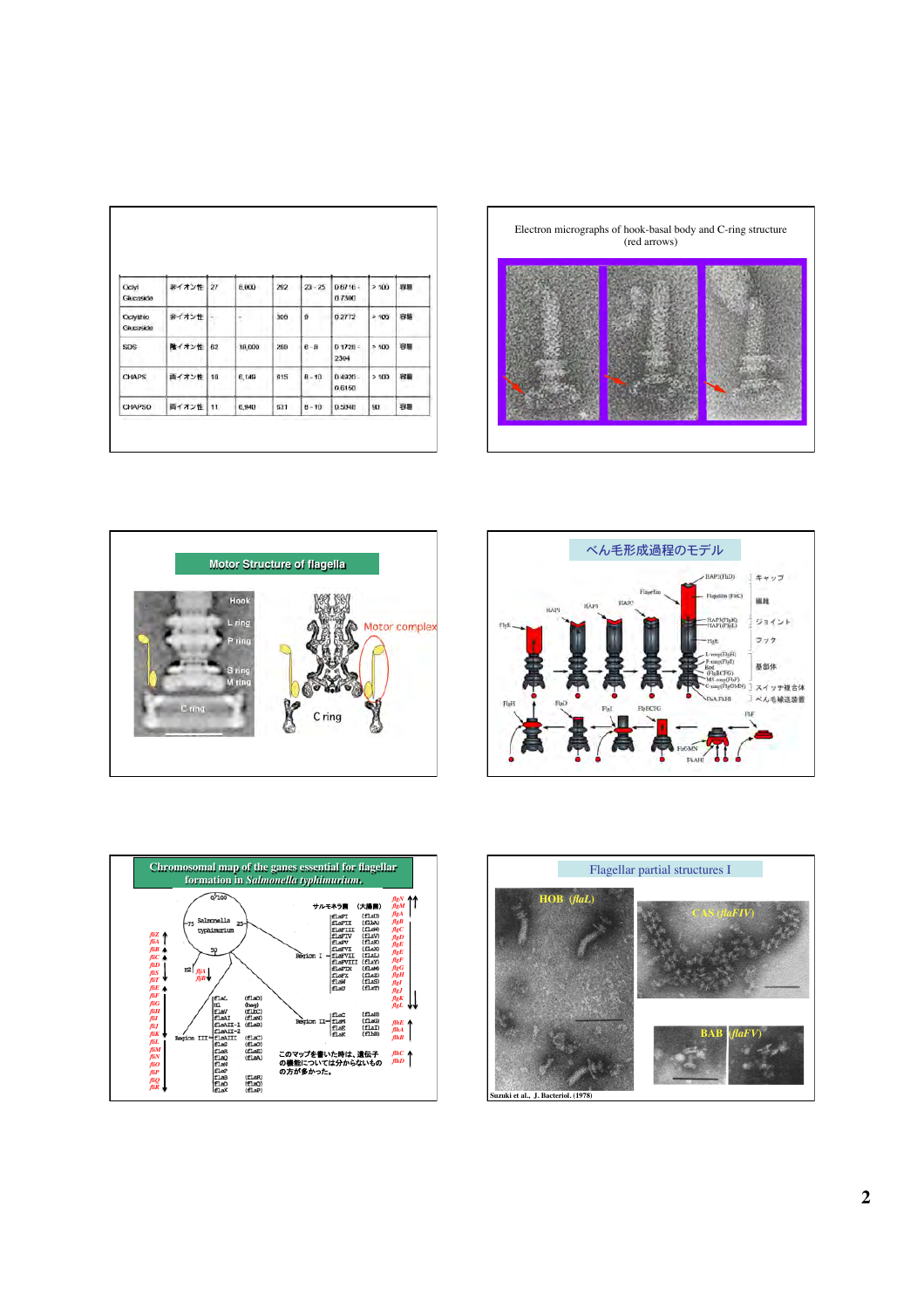| Octyl Glucoside | 非イオン性 | 27 | 8,000 | 292 | 23 - 25 | 0.6716 - 0.7300 | > 100 | 容易 |
|---|---|---|---|---|---|---|---|---|
| Octylthio Glucoside | 非イオン性 | - | - | 308 | 9 | 0.2772 | > 100 | 容易 |
| SDS | 陰イオン性 | 62 | 18,000 | 288 | 6 - 8 | 0.1728 - 2304 | > 100 | 容易 |
| CHAPS | 両イオン性 | 10 | 6,149 | 615 | 8 - 10 | 0.4920 - 0.6150 | > 100 | 容易 |
| CHAPSO | 両イオン性 | 11 | 6,940 | 631 | 8 - 10 | 0.5048 | 90 | 容易 |

## Electron micrographs of hook-basal body and C-ring structure (red arrows)

## Motor Structure of flagella

Hook, L ring, P ring, S ring, M ring, C ring, Motor complex

## べん毛形成過程のモデル

キャップ
繊維
ジョイント
フック
基部体
スイッチ複合体
べん毛輸送装置

## Chromosomal map of the genes essential for flagellar formation in *Salmonella typhimurium*.

このマップを書いた時は、遺伝子の機能については分からないものの方が多かった。

## Flagellar partial structures I

HOB (*flaL*)
CAS (*flaFIV*)
BAB (*flaFV*)

Suzuki et al., J. Bacteriol. (1978)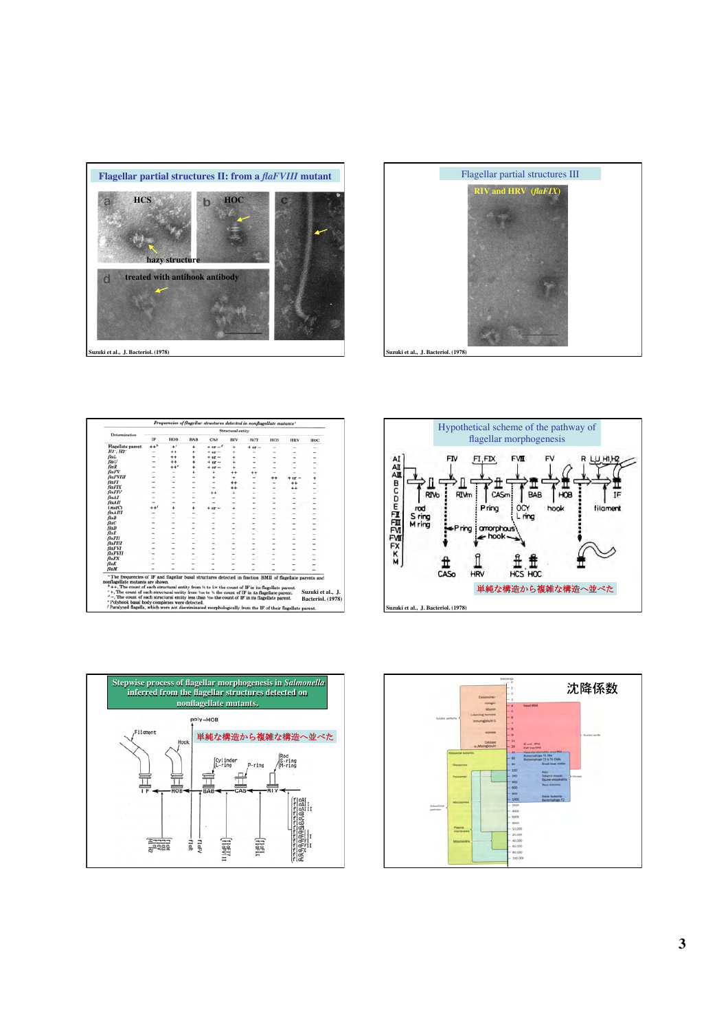## Flagellar partial structures II: from a *flaFVIII* mutant

a HCS — hazy structure

b HOC

c

d treated with antihook antibody

Suzuki et al., J. Bacteriol. (1978)

## Flagellar partial structures III

RIV and HRV (*flaFIX*)

Suzuki et al., J. Bacteriol. (1978)

*Frequencies of flagellar structures detected in nonflagellate mutants*[a]

| Determination | IF | HOB | BAB | CAS | RIV | RCT | HCS | HRV | HOC |
|---|---|---|---|---|---|---|---|---|---|
| Flagellate parent | ++[b] | +[c] | + | + or –[d] | + | + or – | | | |
| *H1*⁻, *H2*⁻ | – | ++ | + | + or – | + | – | – | – | – |
| *flaL* | – | ++ | + | + or – | + | – | – | – | – |
| *flaU* | – | ++ | + | + or – | + | – | – | – | – |
| *flaR* | – | ++[e] | + | + or – | + | – | – | – | – |
| *flaFV* | – | – | + | + | + | – | – | – | – |
| *flaFVIII* | – | – | – | + | ++ | ++ | ++ | + or – | + |
| *flaFI* | – | – | – | – | ++ | – | – | ++ | – |
| *flaFIX* | – | – | – | – | ++ | – | – | ++ | – |
| *flaFIV* | – | – | – | ++ | – | – | – | – | – |
| *flaAI* | – | – | – | – | – | – | – | – | – |
| *flaAII* | – | – | – | – | – | – | – | – | – |
| (*motC*) | ++[f] | + | + | + or – | + | – | – | – | – |
| *flaAIII* | – | – | – | – | – | – | – | – | – |
| *flaB* | – | – | – | – | – | – | – | – | – |
| *flaC* | – | – | – | – | – | – | – | – | – |
| *flaD* | – | – | – | – | – | – | – | – | – |
| *flaE* | – | – | – | – | – | – | – | – | – |
| *flaFII* | – | – | – | – | – | – | – | – | – |
| *flaFIII* | – | – | – | – | – | – | – | – | – |
| *flaFVI* | – | – | – | – | – | – | – | – | – |
| *flaFVII* | – | – | – | – | – | – | – | – | – |
| *flaFX* | – | – | – | – | – | – | – | – | – |
| *flaK* | – | – | – | – | – | – | – | – | – |
| *flaM* | – | – | – | – | – | – | – | – | – |

[a] The frequencies of IF and flagellar basal structures detected in fraction BMII of flagellate parents and nonflagellate mutants are shown.
[b] ++, The count of each structural entity from ¼ to 5× the count of IF in its flagellate parent.
[c] +, The count of each structural entity from 1/100 to ¼ the count of IF in its flagellate parent.
[d] –, The count of each structural entity less than 1/100 the count of IF in its flagellate parent.
[e] Polyhook basal body complexes were detected.
[f] Paralyzed flagella, which were not discriminated morphologically from the IF of their flagellate parent.

Suzuki et al., J. Bacteriol. (1978)

## Hypothetical scheme of the pathway of flagellar morphogenesis

単純な構造から複雑な構造へ並べた

Suzuki et al., J. Bacteriol. (1978)

## Stepwise process of flagellar morphogenesis in *Salmonella* inferred from the flagellar structures detected on nonflagellate mutants.

単純な構造から複雑な構造へ並べた

## 沈降係数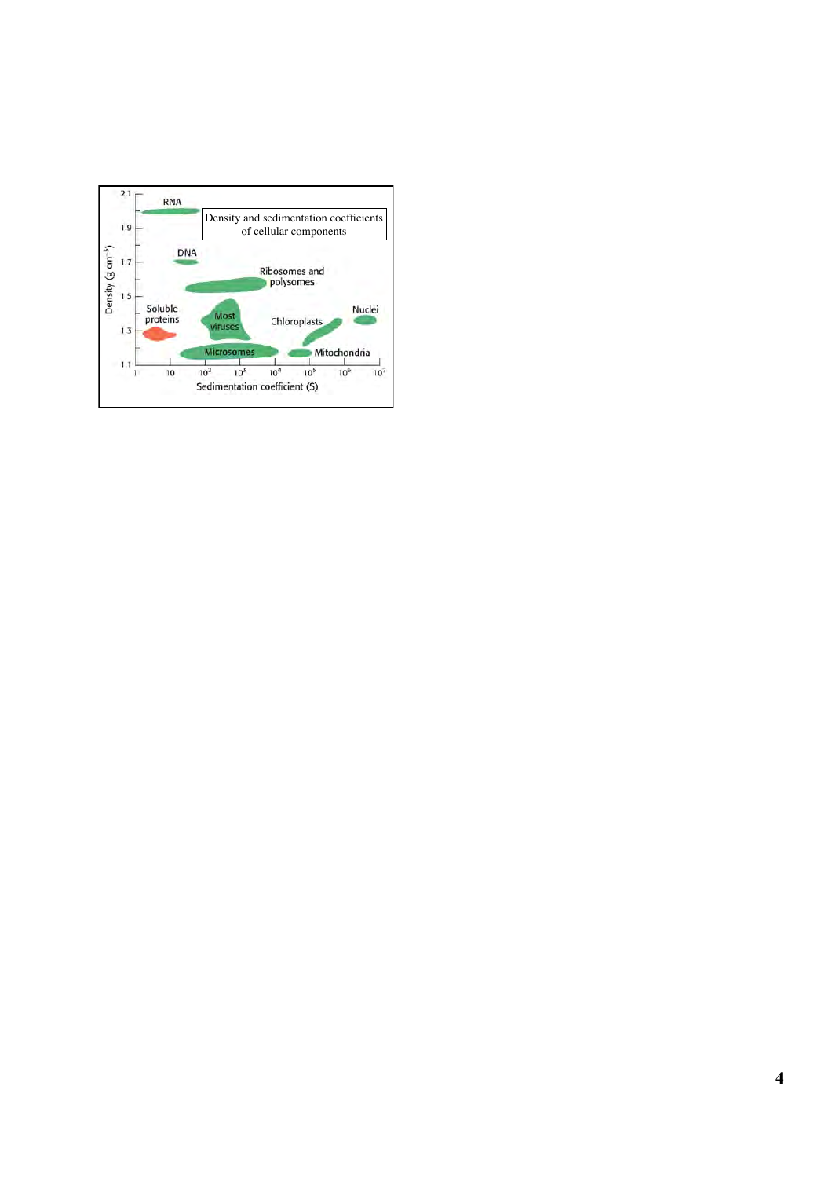Density and sedimentation coefficients of cellular components

Density ($g\ cm^{-3}$)

2.1
1.9
1.7
1.5
1.3
1.1

RNA

DNA

Ribosomes and polysomes

Soluble proteins

Most viruses

Chloroplasts

Nuclei

Microsomes

Mitochondria

1
10
$10^2$
$10^3$
$10^4$
$10^5$
$10^6$
$10^7$

Sedimentation coefficient (S)